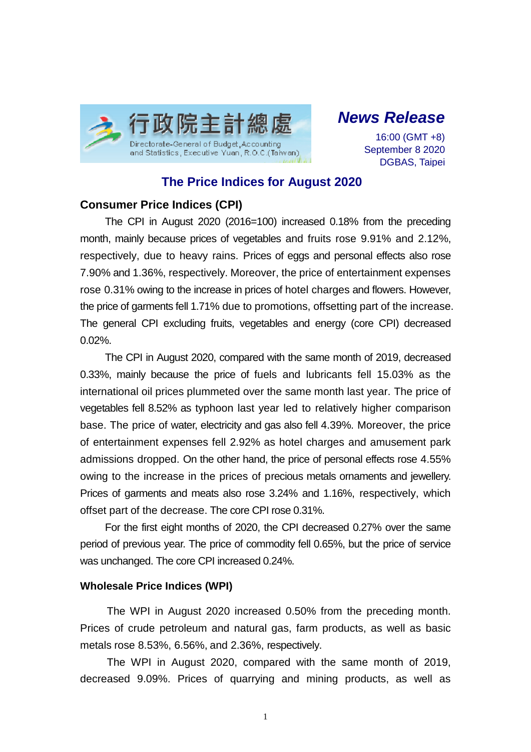行政院主計總處

Directorate-General of Budget, Accounting and Statistics, Executive Yuan, R.O.C.(Taiwan)

***News Release***

16:00 (GMT +8)
September 8 2020
DGBAS, Taipei

# The Price Indices for August 2020

## Consumer Price Indices (CPI)

The CPI in August 2020 (2016=100) increased 0.18% from the preceding month, mainly because prices of vegetables and fruits rose 9.91% and 2.12%, respectively, due to heavy rains. Prices of eggs and personal effects also rose 7.90% and 1.36%, respectively. Moreover, the price of entertainment expenses rose 0.31% owing to the increase in prices of hotel charges and flowers. However, the price of garments fell 1.71% due to promotions, offsetting part of the increase. The general CPI excluding fruits, vegetables and energy (core CPI) decreased 0.02%.

The CPI in August 2020, compared with the same month of 2019, decreased 0.33%, mainly because the price of fuels and lubricants fell 15.03% as the international oil prices plummeted over the same month last year. The price of vegetables fell 8.52% as typhoon last year led to relatively higher comparison base. The price of water, electricity and gas also fell 4.39%. Moreover, the price of entertainment expenses fell 2.92% as hotel charges and amusement park admissions dropped. On the other hand, the price of personal effects rose 4.55% owing to the increase in the prices of precious metals ornaments and jewellery. Prices of garments and meats also rose 3.24% and 1.16%, respectively, which offset part of the decrease. The core CPI rose 0.31%.

For the first eight months of 2020, the CPI decreased 0.27% over the same period of previous year. The price of commodity fell 0.65%, but the price of service was unchanged. The core CPI increased 0.24%.

## Wholesale Price Indices (WPI)

The WPI in August 2020 increased 0.50% from the preceding month. Prices of crude petroleum and natural gas, farm products, as well as basic metals rose 8.53%, 6.56%, and 2.36%, respectively.

The WPI in August 2020, compared with the same month of 2019, decreased 9.09%. Prices of quarrying and mining products, as well as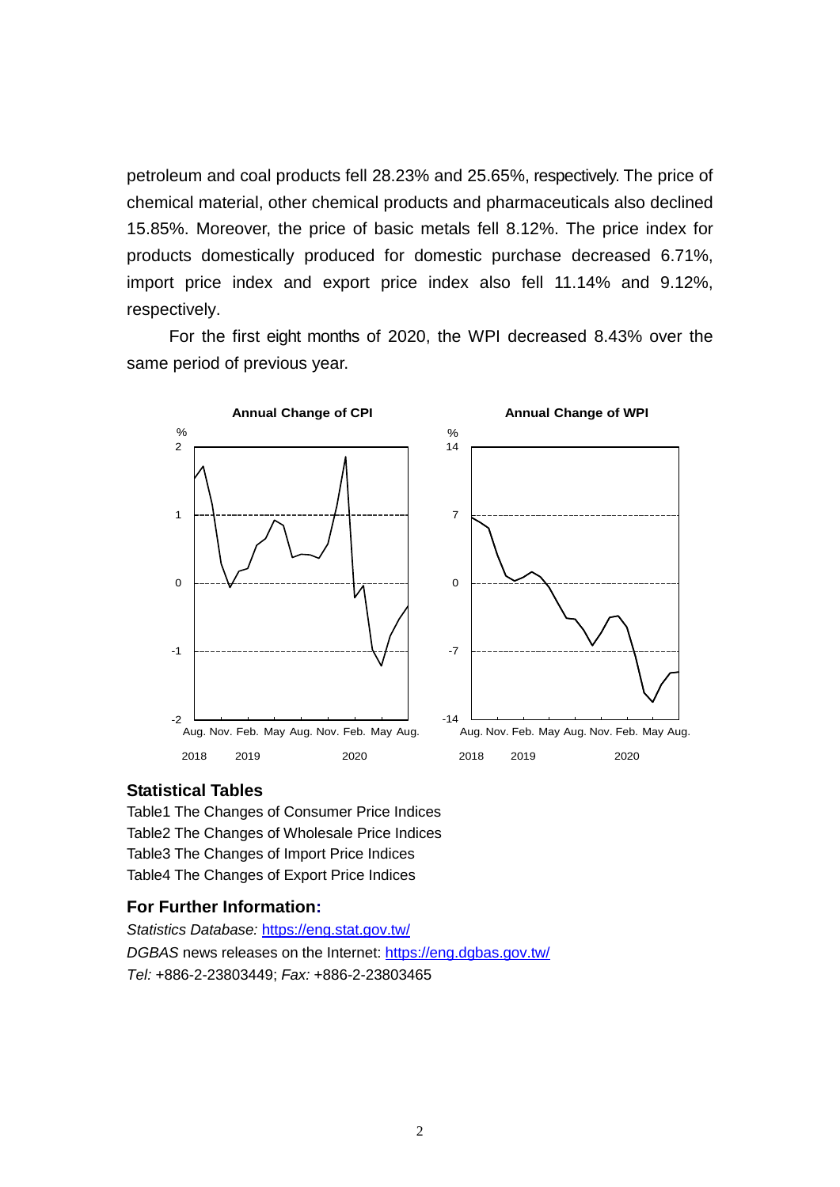petroleum and coal products fell 28.23% and 25.65%, respectively. The price of chemical material, other chemical products and pharmaceuticals also declined 15.85%. Moreover, the price of basic metals fell 8.12%. The price index for products domestically produced for domestic purchase decreased 6.71%, import price index and export price index also fell 11.14% and 9.12%, respectively.

For the first eight months of 2020, the WPI decreased 8.43% over the same period of previous year.

**Annual Change of CPI**

%

2

1

0

-1

-2

Aug. Nov. Feb. May Aug. Nov. Feb. May Aug.

2018 2019 2020

**Annual Change of WPI**

%

14

7

0

-7

-14

Aug. Nov. Feb. May Aug. Nov. Feb. May Aug.

2018 2019 2020

## Statistical Tables

Table1 The Changes of Consumer Price Indices
Table2 The Changes of Wholesale Price Indices
Table3 The Changes of Import Price Indices
Table4 The Changes of Export Price Indices

## For Further Information:

*Statistics Database:* https://eng.stat.gov.tw/
*DGBAS* news releases on the Internet: https://eng.dgbas.gov.tw/
*Tel:* +886-2-23803449; *Fax:* +886-2-23803465